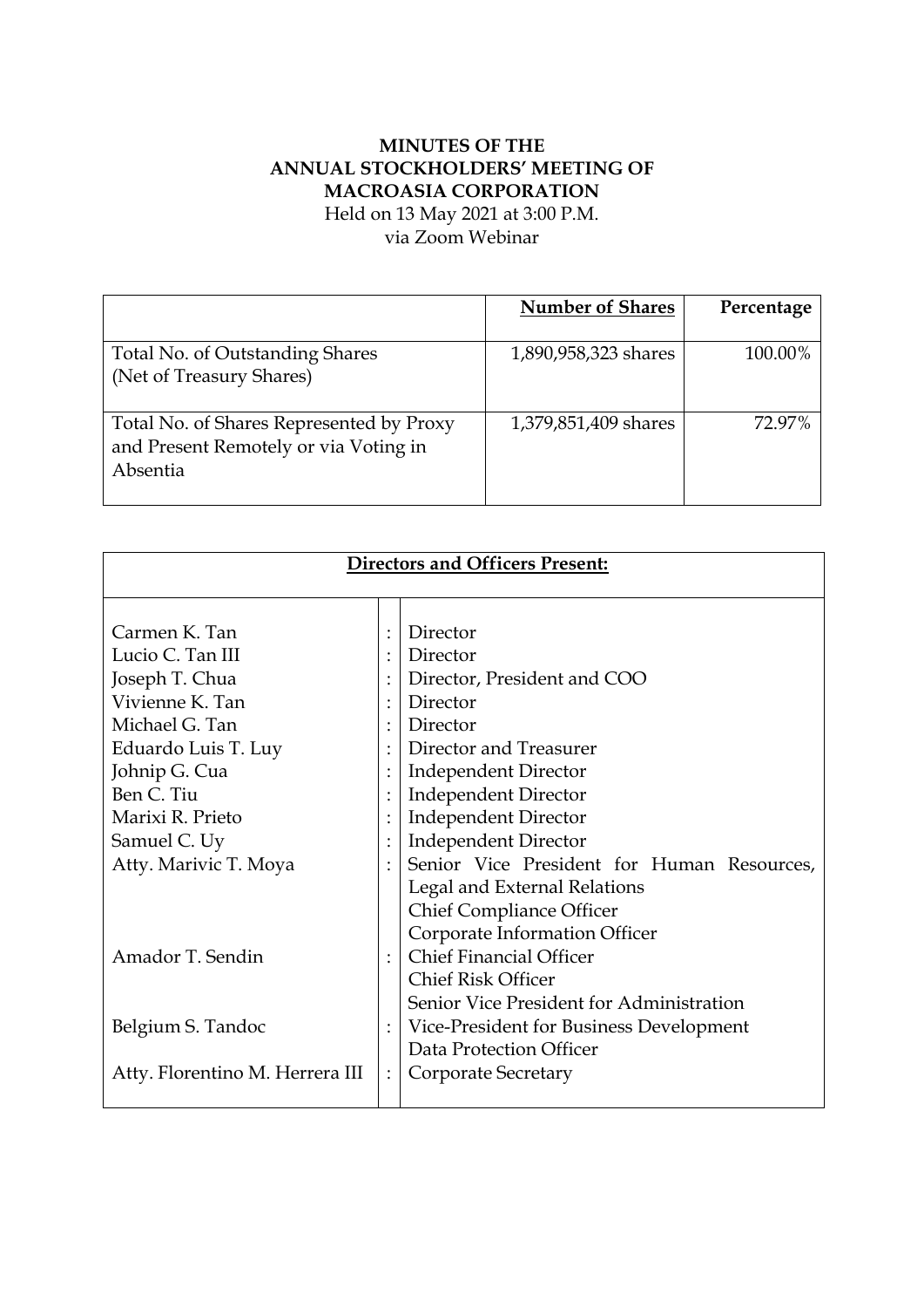**MINUTES OF THE**
**ANNUAL STOCKHOLDERS' MEETING OF**
**MACROASIA CORPORATION**
Held on 13 May 2021 at 3:00 P.M.
via Zoom Webinar

| | **Number of Shares** | **Percentage** |
|---|---|---|
| Total No. of Outstanding Shares (Net of Treasury Shares) | 1,890,958,323 shares | 100.00% |
| Total No. of Shares Represented by Proxy and Present Remotely or via Voting in Absentia | 1,379,851,409 shares | 72.97% |

| **Directors and Officers Present:** | | |
|---|---|---|
| Carmen K. Tan | : | Director |
| Lucio C. Tan III | : | Director |
| Joseph T. Chua | : | Director, President and COO |
| Vivienne K. Tan | : | Director |
| Michael G. Tan | : | Director |
| Eduardo Luis T. Luy | : | Director and Treasurer |
| Johnip G. Cua | : | Independent Director |
| Ben C. Tiu | : | Independent Director |
| Marixi R. Prieto | : | Independent Director |
| Samuel C. Uy | : | Independent Director |
| Atty. Marivic T. Moya | : | Senior Vice President for Human Resources, Legal and External Relations<br>Chief Compliance Officer<br>Corporate Information Officer |
| Amador T. Sendin | : | Chief Financial Officer<br>Chief Risk Officer<br>Senior Vice President for Administration |
| Belgium S. Tandoc | : | Vice-President for Business Development<br>Data Protection Officer |
| Atty. Florentino M. Herrera III | : | Corporate Secretary |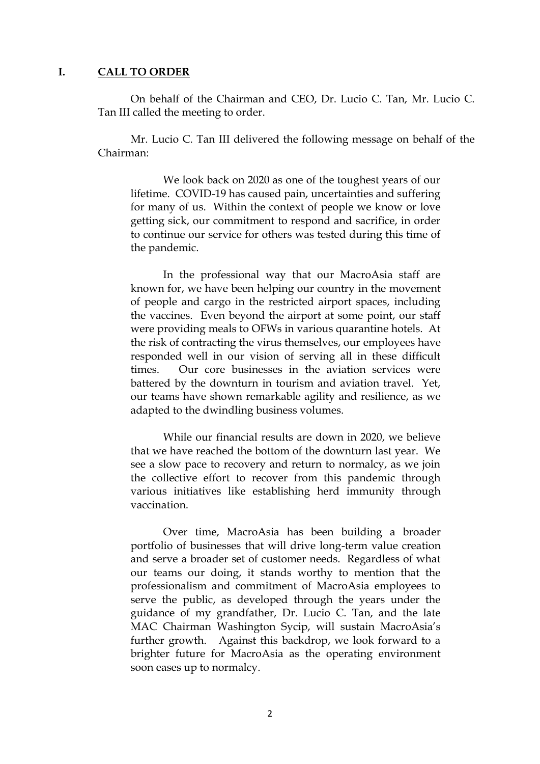## I. CALL TO ORDER

On behalf of the Chairman and CEO, Dr. Lucio C. Tan, Mr. Lucio C. Tan III called the meeting to order.

Mr. Lucio C. Tan III delivered the following message on behalf of the Chairman:

> We look back on 2020 as one of the toughest years of our lifetime. COVID-19 has caused pain, uncertainties and suffering for many of us. Within the context of people we know or love getting sick, our commitment to respond and sacrifice, in order to continue our service for others was tested during this time of the pandemic.
>
> In the professional way that our MacroAsia staff are known for, we have been helping our country in the movement of people and cargo in the restricted airport spaces, including the vaccines. Even beyond the airport at some point, our staff were providing meals to OFWs in various quarantine hotels. At the risk of contracting the virus themselves, our employees have responded well in our vision of serving all in these difficult times. Our core businesses in the aviation services were battered by the downturn in tourism and aviation travel. Yet, our teams have shown remarkable agility and resilience, as we adapted to the dwindling business volumes.
>
> While our financial results are down in 2020, we believe that we have reached the bottom of the downturn last year. We see a slow pace to recovery and return to normalcy, as we join the collective effort to recover from this pandemic through various initiatives like establishing herd immunity through vaccination.
>
> Over time, MacroAsia has been building a broader portfolio of businesses that will drive long-term value creation and serve a broader set of customer needs. Regardless of what our teams our doing, it stands worthy to mention that the professionalism and commitment of MacroAsia employees to serve the public, as developed through the years under the guidance of my grandfather, Dr. Lucio C. Tan, and the late MAC Chairman Washington Sycip, will sustain MacroAsia's further growth. Against this backdrop, we look forward to a brighter future for MacroAsia as the operating environment soon eases up to normalcy.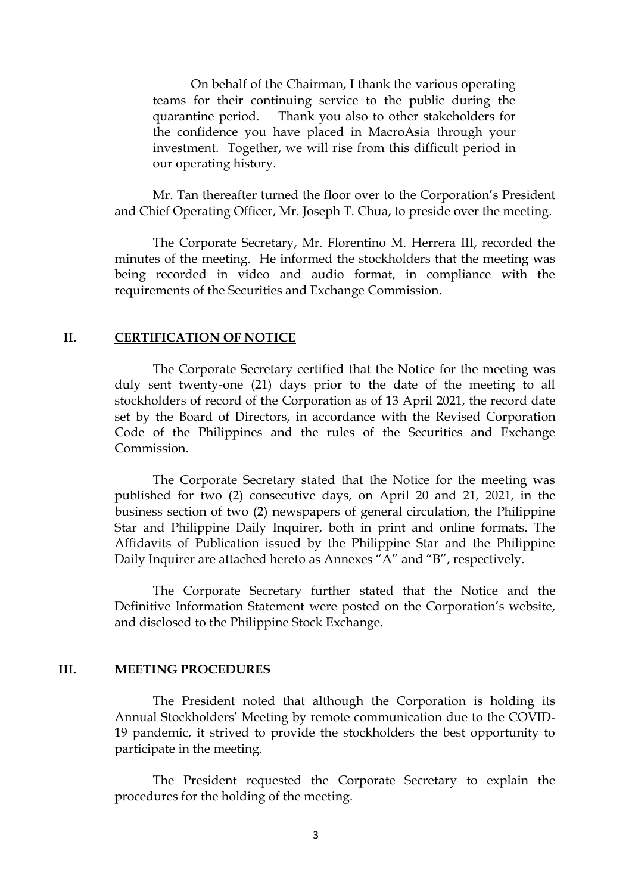On behalf of the Chairman, I thank the various operating teams for their continuing service to the public during the quarantine period. Thank you also to other stakeholders for the confidence you have placed in MacroAsia through your investment. Together, we will rise from this difficult period in our operating history.

Mr. Tan thereafter turned the floor over to the Corporation's President and Chief Operating Officer, Mr. Joseph T. Chua, to preside over the meeting.

The Corporate Secretary, Mr. Florentino M. Herrera III, recorded the minutes of the meeting. He informed the stockholders that the meeting was being recorded in video and audio format, in compliance with the requirements of the Securities and Exchange Commission.

## II. <u>CERTIFICATION OF NOTICE</u>

The Corporate Secretary certified that the Notice for the meeting was duly sent twenty-one (21) days prior to the date of the meeting to all stockholders of record of the Corporation as of 13 April 2021, the record date set by the Board of Directors, in accordance with the Revised Corporation Code of the Philippines and the rules of the Securities and Exchange Commission.

The Corporate Secretary stated that the Notice for the meeting was published for two (2) consecutive days, on April 20 and 21, 2021, in the business section of two (2) newspapers of general circulation, the Philippine Star and Philippine Daily Inquirer, both in print and online formats. The Affidavits of Publication issued by the Philippine Star and the Philippine Daily Inquirer are attached hereto as Annexes "A" and "B", respectively.

The Corporate Secretary further stated that the Notice and the Definitive Information Statement were posted on the Corporation's website, and disclosed to the Philippine Stock Exchange.

## III. <u>MEETING PROCEDURES</u>

The President noted that although the Corporation is holding its Annual Stockholders' Meeting by remote communication due to the COVID-19 pandemic, it strived to provide the stockholders the best opportunity to participate in the meeting.

The President requested the Corporate Secretary to explain the procedures for the holding of the meeting.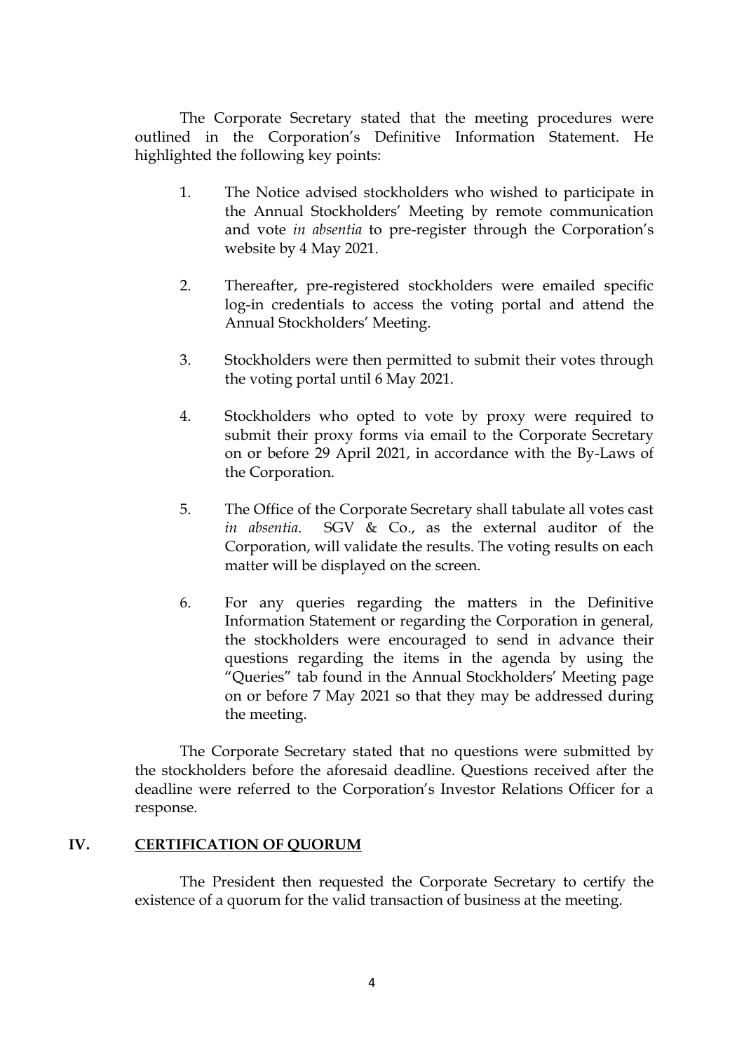The Corporate Secretary stated that the meeting procedures were outlined in the Corporation's Definitive Information Statement. He highlighted the following key points:

1. The Notice advised stockholders who wished to participate in the Annual Stockholders' Meeting by remote communication and vote *in absentia* to pre-register through the Corporation's website by 4 May 2021.

2. Thereafter, pre-registered stockholders were emailed specific log-in credentials to access the voting portal and attend the Annual Stockholders' Meeting.

3. Stockholders were then permitted to submit their votes through the voting portal until 6 May 2021.

4. Stockholders who opted to vote by proxy were required to submit their proxy forms via email to the Corporate Secretary on or before 29 April 2021, in accordance with the By-Laws of the Corporation.

5. The Office of the Corporate Secretary shall tabulate all votes cast *in absentia*. SGV & Co., as the external auditor of the Corporation, will validate the results. The voting results on each matter will be displayed on the screen.

6. For any queries regarding the matters in the Definitive Information Statement or regarding the Corporation in general, the stockholders were encouraged to send in advance their questions regarding the items in the agenda by using the "Queries" tab found in the Annual Stockholders' Meeting page on or before 7 May 2021 so that they may be addressed during the meeting.

The Corporate Secretary stated that no questions were submitted by the stockholders before the aforesaid deadline. Questions received after the deadline were referred to the Corporation's Investor Relations Officer for a response.

## IV. CERTIFICATION OF QUORUM

The President then requested the Corporate Secretary to certify the existence of a quorum for the valid transaction of business at the meeting.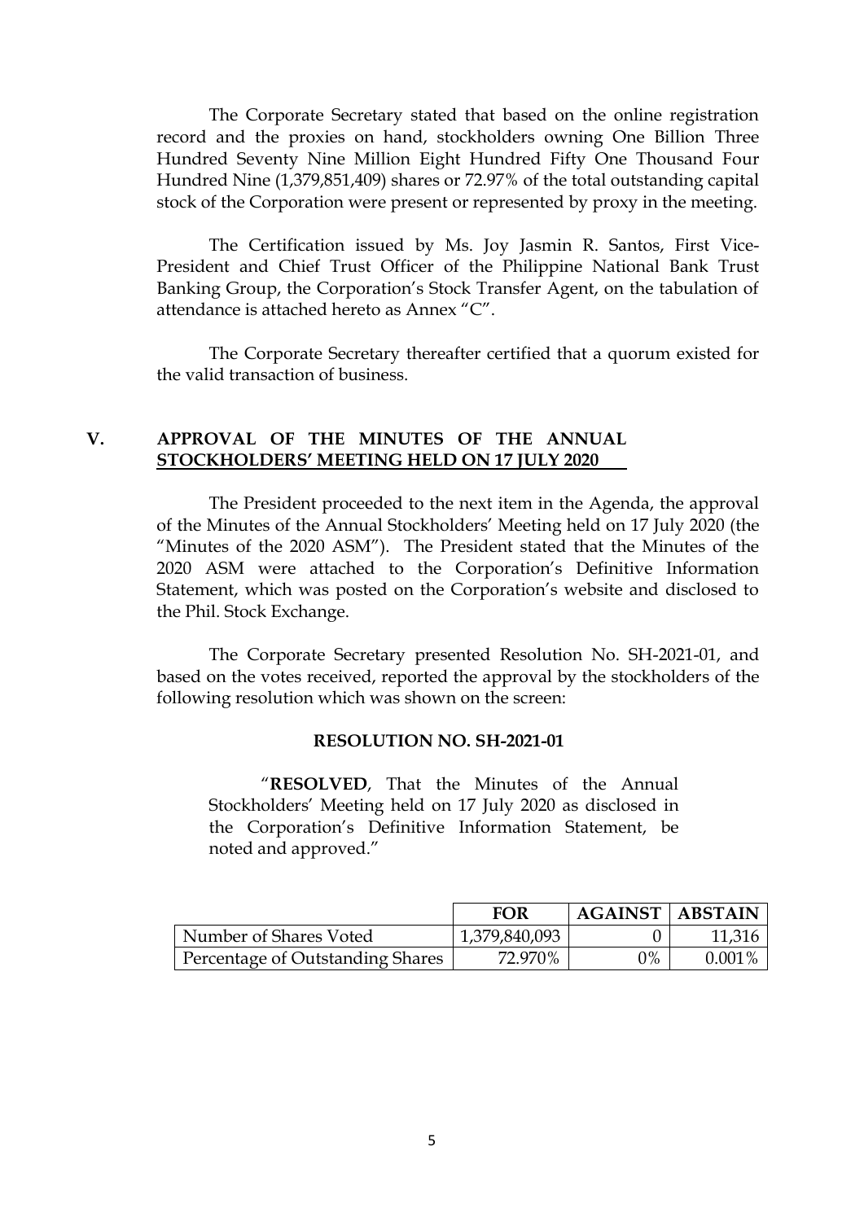The Corporate Secretary stated that based on the online registration record and the proxies on hand, stockholders owning One Billion Three Hundred Seventy Nine Million Eight Hundred Fifty One Thousand Four Hundred Nine (1,379,851,409) shares or 72.97% of the total outstanding capital stock of the Corporation were present or represented by proxy in the meeting.

The Certification issued by Ms. Joy Jasmin R. Santos, First Vice-President and Chief Trust Officer of the Philippine National Bank Trust Banking Group, the Corporation's Stock Transfer Agent, on the tabulation of attendance is attached hereto as Annex "C".

The Corporate Secretary thereafter certified that a quorum existed for the valid transaction of business.

## V. APPROVAL OF THE MINUTES OF THE ANNUAL STOCKHOLDERS' MEETING HELD ON 17 JULY 2020

The President proceeded to the next item in the Agenda, the approval of the Minutes of the Annual Stockholders' Meeting held on 17 July 2020 (the "Minutes of the 2020 ASM"). The President stated that the Minutes of the 2020 ASM were attached to the Corporation's Definitive Information Statement, which was posted on the Corporation's website and disclosed to the Phil. Stock Exchange.

The Corporate Secretary presented Resolution No. SH-2021-01, and based on the votes received, reported the approval by the stockholders of the following resolution which was shown on the screen:

**RESOLUTION NO. SH-2021-01**

"**RESOLVED**, That the Minutes of the Annual Stockholders' Meeting held on 17 July 2020 as disclosed in the Corporation's Definitive Information Statement, be noted and approved."

| | FOR | AGAINST | ABSTAIN |
|---|---|---|---|
| Number of Shares Voted | 1,379,840,093 | 0 | 11,316 |
| Percentage of Outstanding Shares | 72.970% | 0% | 0.001% |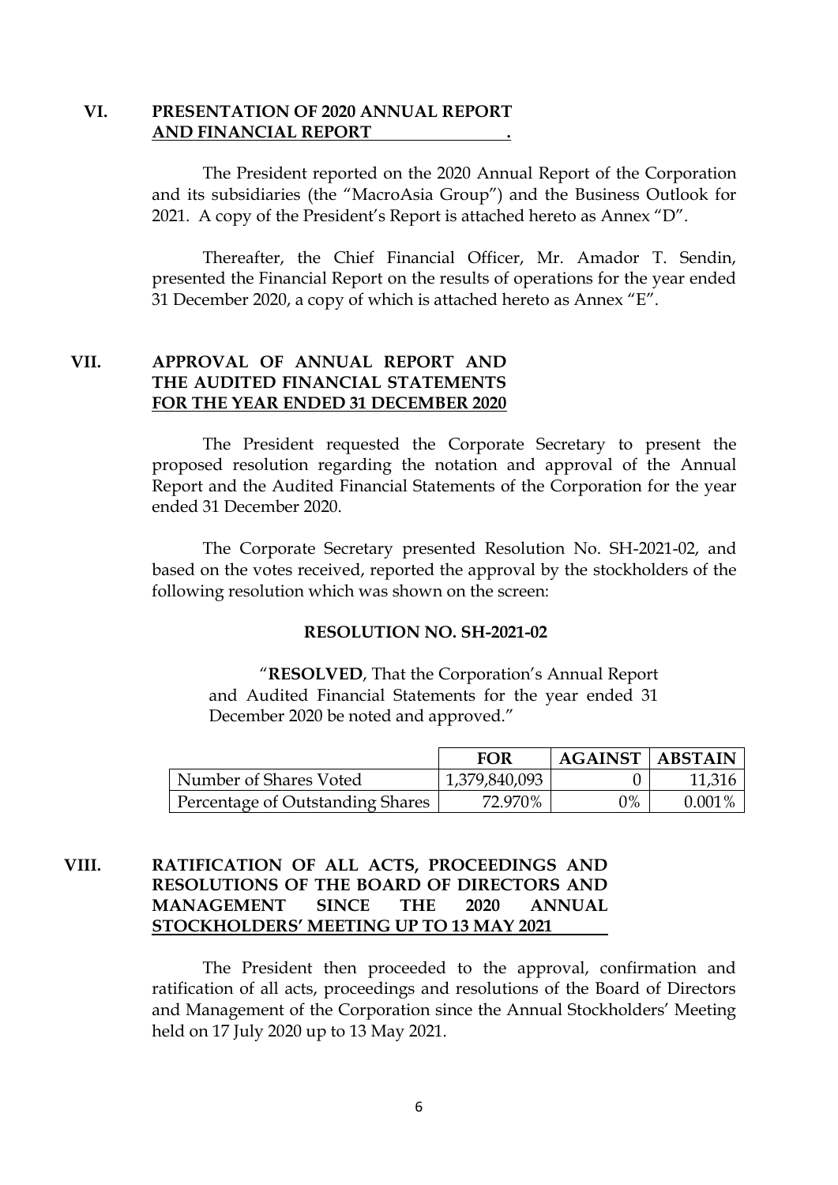## VI. PRESENTATION OF 2020 ANNUAL REPORT AND FINANCIAL REPORT .

The President reported on the 2020 Annual Report of the Corporation and its subsidiaries (the "MacroAsia Group") and the Business Outlook for 2021. A copy of the President's Report is attached hereto as Annex "D".

Thereafter, the Chief Financial Officer, Mr. Amador T. Sendin, presented the Financial Report on the results of operations for the year ended 31 December 2020, a copy of which is attached hereto as Annex "E".

## VII. APPROVAL OF ANNUAL REPORT AND THE AUDITED FINANCIAL STATEMENTS FOR THE YEAR ENDED 31 DECEMBER 2020

The President requested the Corporate Secretary to present the proposed resolution regarding the notation and approval of the Annual Report and the Audited Financial Statements of the Corporation for the year ended 31 December 2020.

The Corporate Secretary presented Resolution No. SH-2021-02, and based on the votes received, reported the approval by the stockholders of the following resolution which was shown on the screen:

**RESOLUTION NO. SH-2021-02**

"**RESOLVED**, That the Corporation's Annual Report and Audited Financial Statements for the year ended 31 December 2020 be noted and approved."

| | FOR | AGAINST | ABSTAIN |
|---|---|---|---|
| Number of Shares Voted | 1,379,840,093 | 0 | 11,316 |
| Percentage of Outstanding Shares | 72.970% | 0% | 0.001% |

## VIII. RATIFICATION OF ALL ACTS, PROCEEDINGS AND RESOLUTIONS OF THE BOARD OF DIRECTORS AND MANAGEMENT SINCE THE 2020 ANNUAL STOCKHOLDERS' MEETING UP TO 13 MAY 2021

The President then proceeded to the approval, confirmation and ratification of all acts, proceedings and resolutions of the Board of Directors and Management of the Corporation since the Annual Stockholders' Meeting held on 17 July 2020 up to 13 May 2021.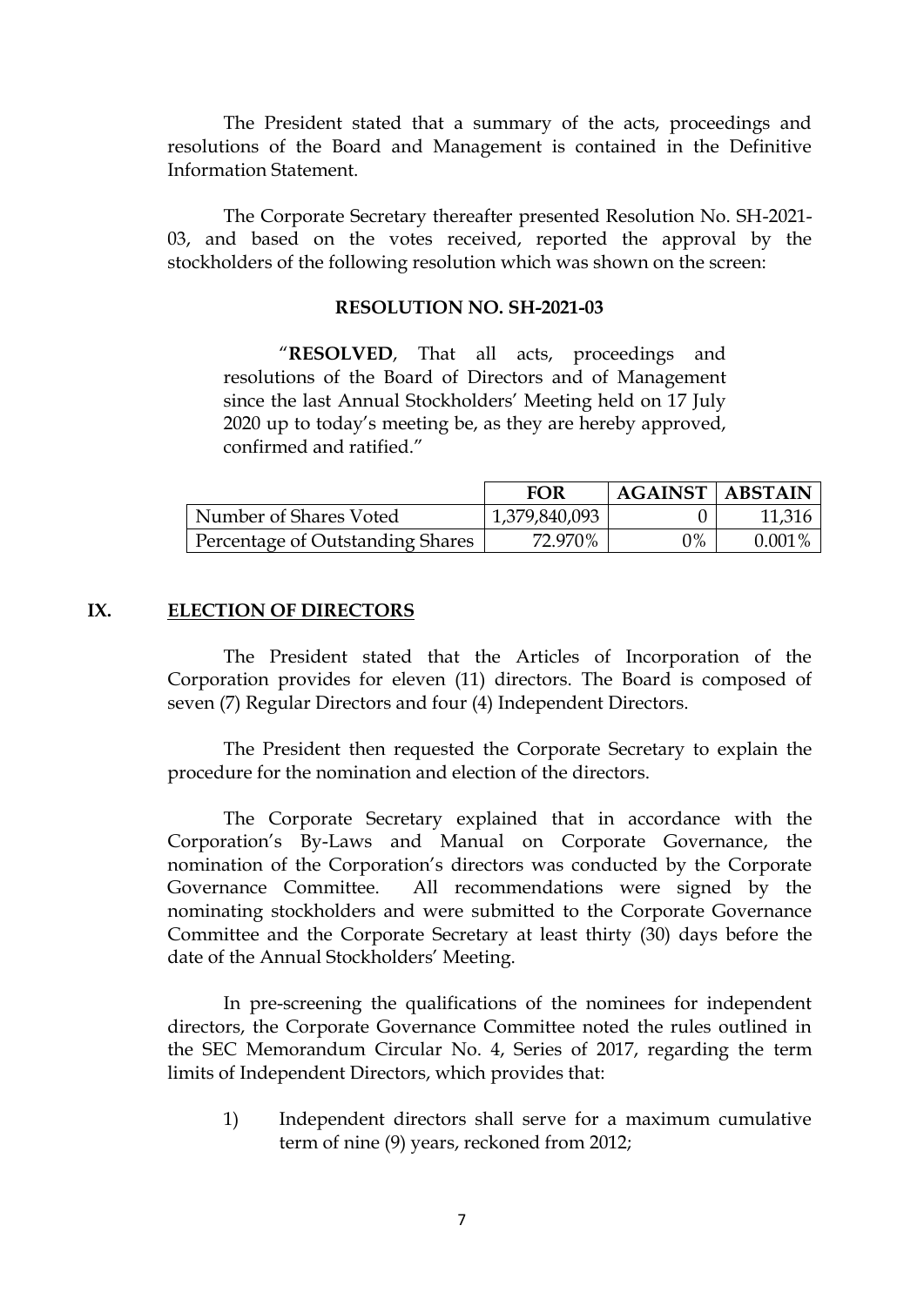The President stated that a summary of the acts, proceedings and resolutions of the Board and Management is contained in the Definitive Information Statement.

The Corporate Secretary thereafter presented Resolution No. SH-2021-03, and based on the votes received, reported the approval by the stockholders of the following resolution which was shown on the screen:

**RESOLUTION NO. SH-2021-03**

> "**RESOLVED**, That all acts, proceedings and resolutions of the Board of Directors and of Management since the last Annual Stockholders' Meeting held on 17 July 2020 up to today's meeting be, as they are hereby approved, confirmed and ratified."

| | **FOR** | **AGAINST** | **ABSTAIN** |
|---|---|---|---|
| Number of Shares Voted | 1,379,840,093 | 0 | 11,316 |
| Percentage of Outstanding Shares | 72.970% | 0% | 0.001% |

## IX. ELECTION OF DIRECTORS

The President stated that the Articles of Incorporation of the Corporation provides for eleven (11) directors. The Board is composed of seven (7) Regular Directors and four (4) Independent Directors.

The President then requested the Corporate Secretary to explain the procedure for the nomination and election of the directors.

The Corporate Secretary explained that in accordance with the Corporation's By-Laws and Manual on Corporate Governance, the nomination of the Corporation's directors was conducted by the Corporate Governance Committee. All recommendations were signed by the nominating stockholders and were submitted to the Corporate Governance Committee and the Corporate Secretary at least thirty (30) days before the date of the Annual Stockholders' Meeting.

In pre-screening the qualifications of the nominees for independent directors, the Corporate Governance Committee noted the rules outlined in the SEC Memorandum Circular No. 4, Series of 2017, regarding the term limits of Independent Directors, which provides that:

1) Independent directors shall serve for a maximum cumulative term of nine (9) years, reckoned from 2012;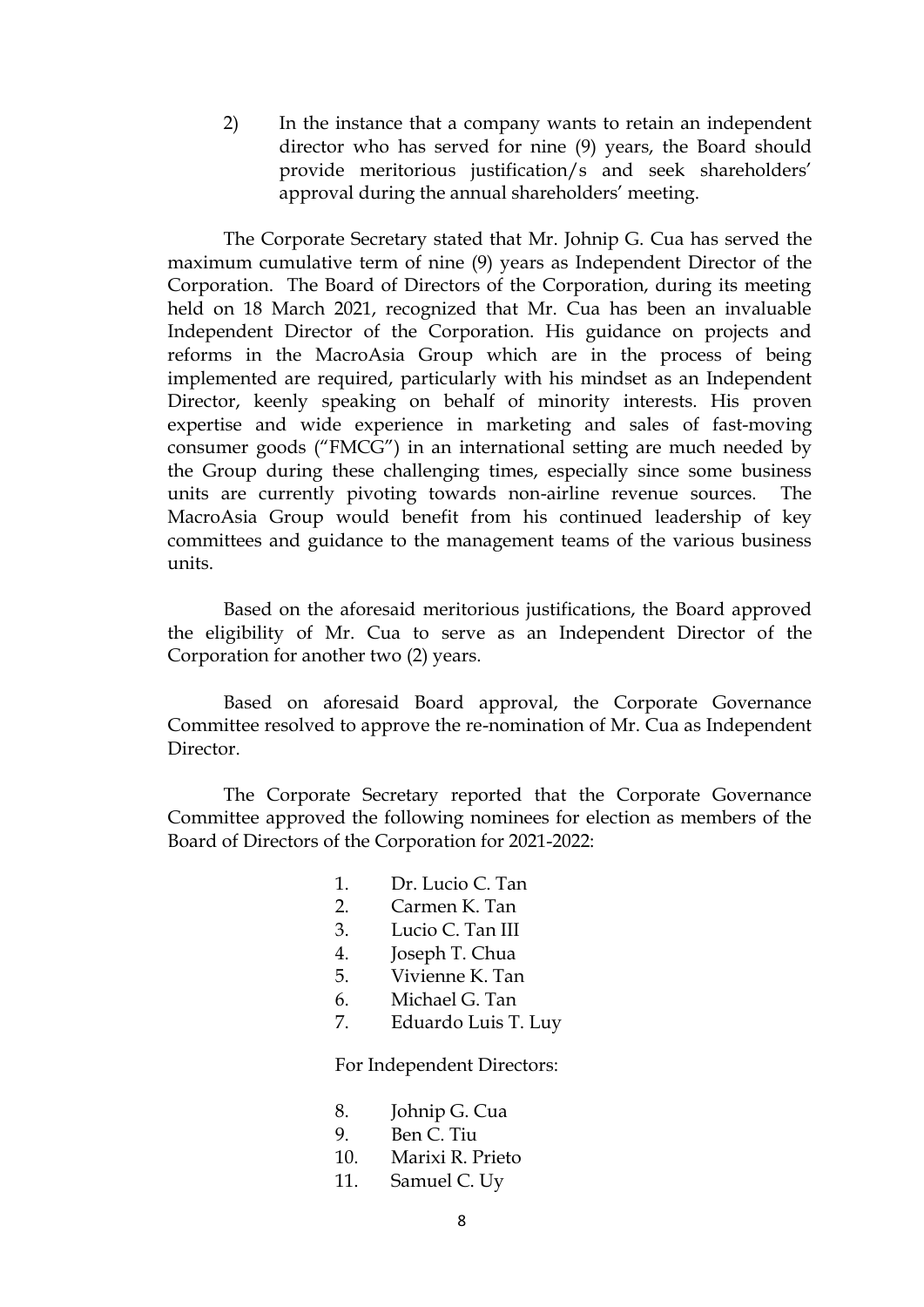2) In the instance that a company wants to retain an independent director who has served for nine (9) years, the Board should provide meritorious justification/s and seek shareholders' approval during the annual shareholders' meeting.

The Corporate Secretary stated that Mr. Johnip G. Cua has served the maximum cumulative term of nine (9) years as Independent Director of the Corporation. The Board of Directors of the Corporation, during its meeting held on 18 March 2021, recognized that Mr. Cua has been an invaluable Independent Director of the Corporation. His guidance on projects and reforms in the MacroAsia Group which are in the process of being implemented are required, particularly with his mindset as an Independent Director, keenly speaking on behalf of minority interests. His proven expertise and wide experience in marketing and sales of fast-moving consumer goods ("FMCG") in an international setting are much needed by the Group during these challenging times, especially since some business units are currently pivoting towards non-airline revenue sources. The MacroAsia Group would benefit from his continued leadership of key committees and guidance to the management teams of the various business units.

Based on the aforesaid meritorious justifications, the Board approved the eligibility of Mr. Cua to serve as an Independent Director of the Corporation for another two (2) years.

Based on aforesaid Board approval, the Corporate Governance Committee resolved to approve the re-nomination of Mr. Cua as Independent Director.

The Corporate Secretary reported that the Corporate Governance Committee approved the following nominees for election as members of the Board of Directors of the Corporation for 2021-2022:

1. Dr. Lucio C. Tan
2. Carmen K. Tan
3. Lucio C. Tan III
4. Joseph T. Chua
5. Vivienne K. Tan
6. Michael G. Tan
7. Eduardo Luis T. Luy

For Independent Directors:

8. Johnip G. Cua
9. Ben C. Tiu
10. Marixi R. Prieto
11. Samuel C. Uy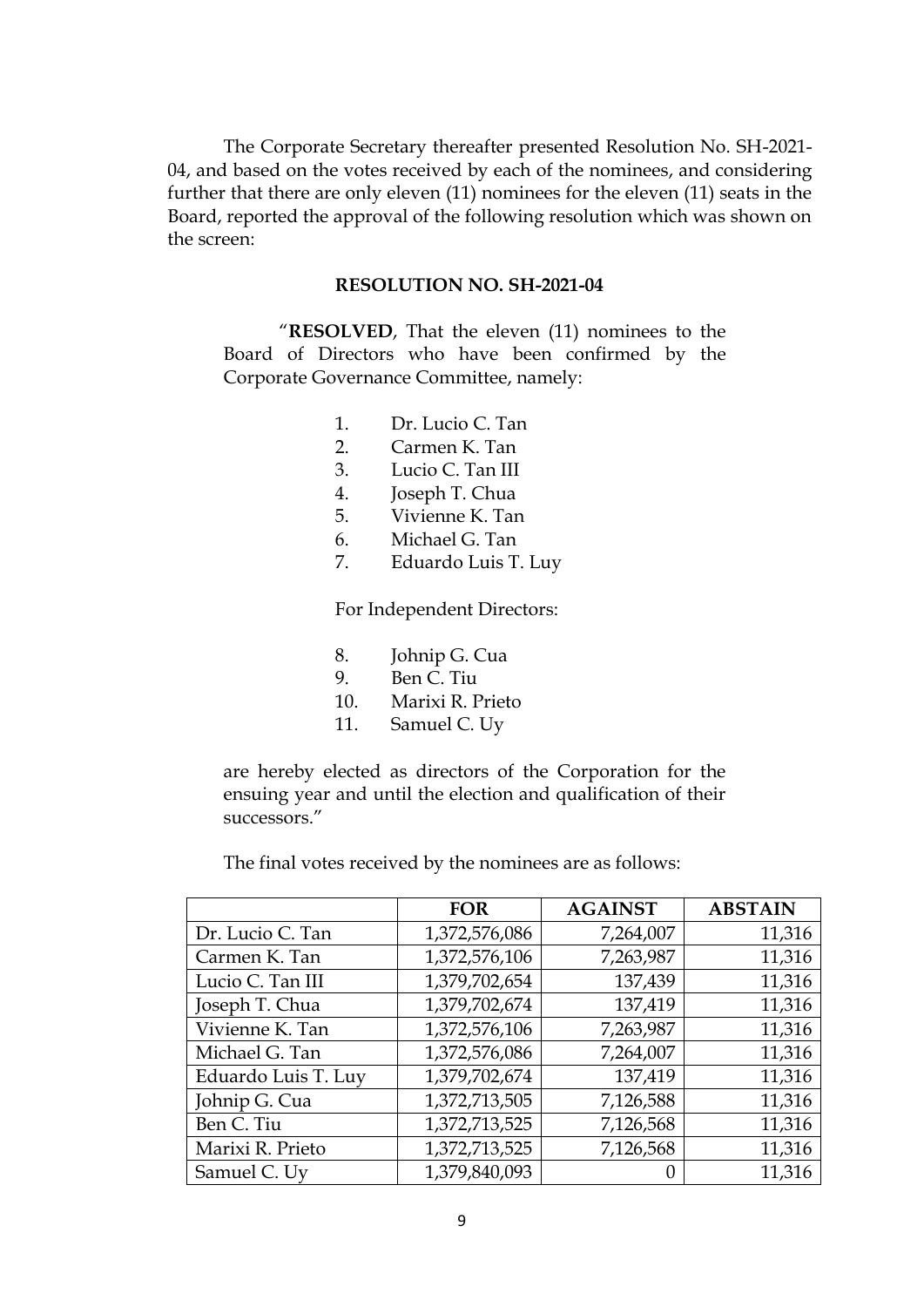The Corporate Secretary thereafter presented Resolution No. SH-2021-04, and based on the votes received by each of the nominees, and considering further that there are only eleven (11) nominees for the eleven (11) seats in the Board, reported the approval of the following resolution which was shown on the screen:

**RESOLUTION NO. SH-2021-04**

"**RESOLVED**, That the eleven (11) nominees to the Board of Directors who have been confirmed by the Corporate Governance Committee, namely:

1. Dr. Lucio C. Tan
2. Carmen K. Tan
3. Lucio C. Tan III
4. Joseph T. Chua
5. Vivienne K. Tan
6. Michael G. Tan
7. Eduardo Luis T. Luy

For Independent Directors:

8. Johnip G. Cua
9. Ben C. Tiu
10. Marixi R. Prieto
11. Samuel C. Uy

are hereby elected as directors of the Corporation for the ensuing year and until the election and qualification of their successors."

The final votes received by the nominees are as follows:

| | FOR | AGAINST | ABSTAIN |
|---|---|---|---|
| Dr. Lucio C. Tan | 1,372,576,086 | 7,264,007 | 11,316 |
| Carmen K. Tan | 1,372,576,106 | 7,263,987 | 11,316 |
| Lucio C. Tan III | 1,379,702,654 | 137,439 | 11,316 |
| Joseph T. Chua | 1,379,702,674 | 137,419 | 11,316 |
| Vivienne K. Tan | 1,372,576,106 | 7,263,987 | 11,316 |
| Michael G. Tan | 1,372,576,086 | 7,264,007 | 11,316 |
| Eduardo Luis T. Luy | 1,379,702,674 | 137,419 | 11,316 |
| Johnip G. Cua | 1,372,713,505 | 7,126,588 | 11,316 |
| Ben C. Tiu | 1,372,713,525 | 7,126,568 | 11,316 |
| Marixi R. Prieto | 1,372,713,525 | 7,126,568 | 11,316 |
| Samuel C. Uy | 1,379,840,093 | 0 | 11,316 |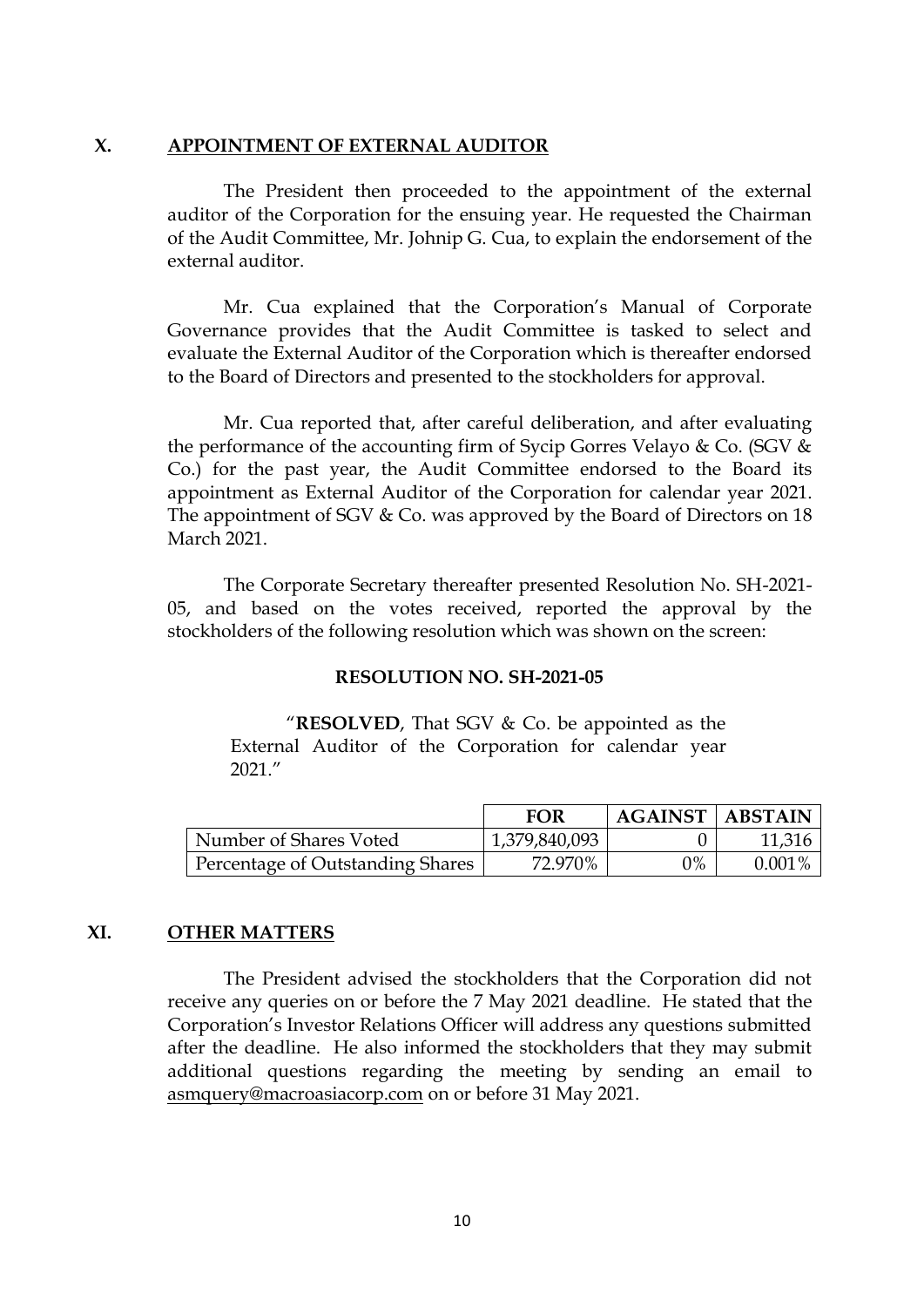## X. APPOINTMENT OF EXTERNAL AUDITOR

The President then proceeded to the appointment of the external auditor of the Corporation for the ensuing year. He requested the Chairman of the Audit Committee, Mr. Johnip G. Cua, to explain the endorsement of the external auditor.

Mr. Cua explained that the Corporation's Manual of Corporate Governance provides that the Audit Committee is tasked to select and evaluate the External Auditor of the Corporation which is thereafter endorsed to the Board of Directors and presented to the stockholders for approval.

Mr. Cua reported that, after careful deliberation, and after evaluating the performance of the accounting firm of Sycip Gorres Velayo & Co. (SGV & Co.) for the past year, the Audit Committee endorsed to the Board its appointment as External Auditor of the Corporation for calendar year 2021. The appointment of SGV & Co. was approved by the Board of Directors on 18 March 2021.

The Corporate Secretary thereafter presented Resolution No. SH-2021-05, and based on the votes received, reported the approval by the stockholders of the following resolution which was shown on the screen:

**RESOLUTION NO. SH-2021-05**

> "**RESOLVED**, That SGV & Co. be appointed as the External Auditor of the Corporation for calendar year 2021."

| | FOR | AGAINST | ABSTAIN |
|---|---|---|---|
| Number of Shares Voted | 1,379,840,093 | 0 | 11,316 |
| Percentage of Outstanding Shares | 72.970% | 0% | 0.001% |

## XI. OTHER MATTERS

The President advised the stockholders that the Corporation did not receive any queries on or before the 7 May 2021 deadline. He stated that the Corporation's Investor Relations Officer will address any questions submitted after the deadline. He also informed the stockholders that they may submit additional questions regarding the meeting by sending an email to asmquery@macroasiacorp.com on or before 31 May 2021.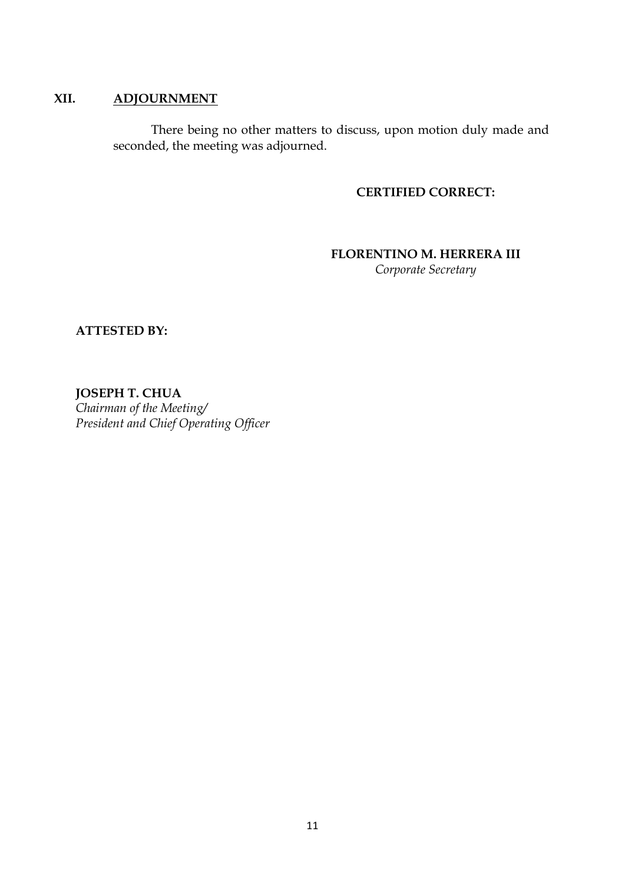## XII. <u>ADJOURNMENT</u>

There being no other matters to discuss, upon motion duly made and seconded, the meeting was adjourned.

**CERTIFIED CORRECT:**

**FLORENTINO M. HERRERA III**
*Corporate Secretary*

**ATTESTED BY:**

**JOSEPH T. CHUA**
*Chairman of the Meeting/*
*President and Chief Operating Officer*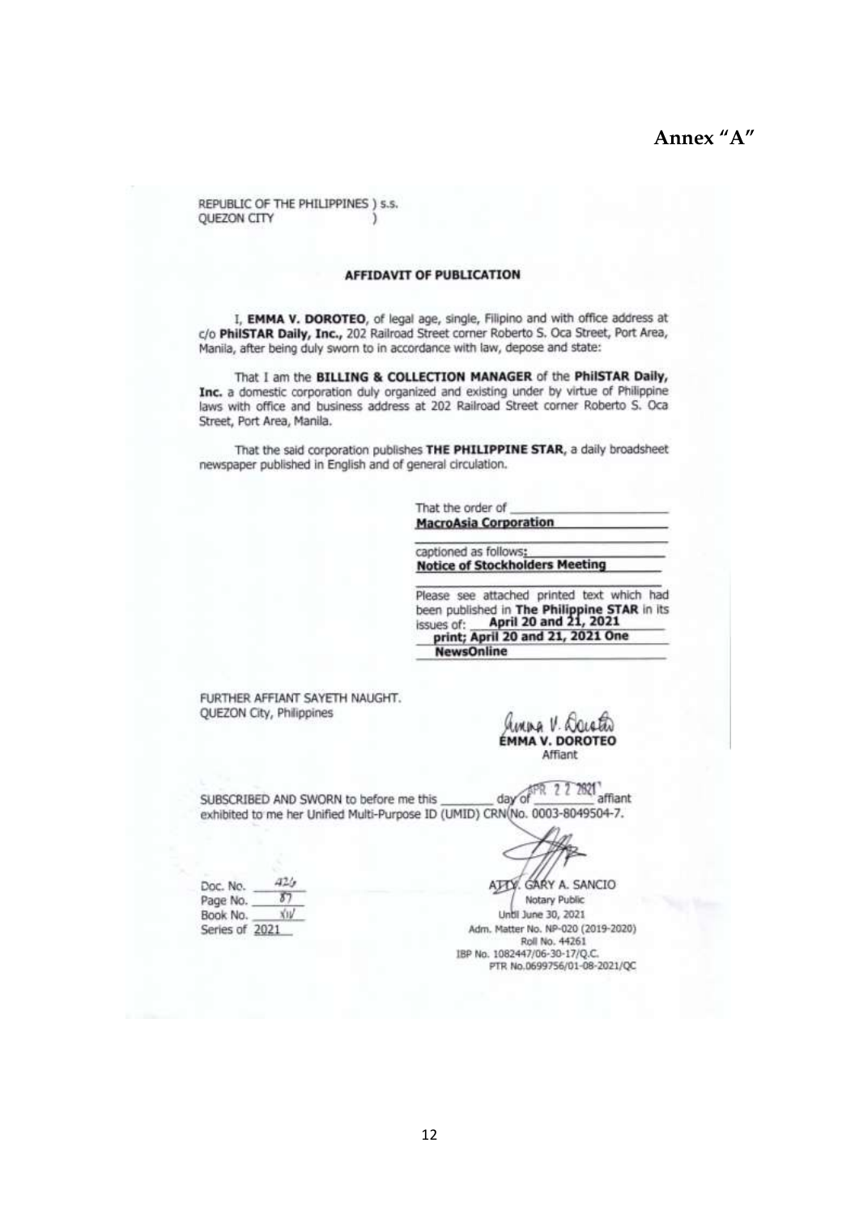**Annex "A"**

REPUBLIC OF THE PHILIPPINES ) s.s.
QUEZON CITY )

**AFFIDAVIT OF PUBLICATION**

I, **EMMA V. DOROTEO**, of legal age, single, Filipino and with office address at c/o **PhilSTAR Daily, Inc.,** 202 Railroad Street corner Roberto S. Oca Street, Port Area, Manila, after being duly sworn to in accordance with law, depose and state:

That I am the **BILLING & COLLECTION MANAGER** of the **PhilSTAR Daily, Inc.** a domestic corporation duly organized and existing under by virtue of Philippine laws with office and business address at 202 Railroad Street corner Roberto S. Oca Street, Port Area, Manila.

That the said corporation publishes **THE PHILIPPINE STAR**, a daily broadsheet newspaper published in English and of general circulation.

That the order of **MacroAsia Corporation**

captioned as follows: **Notice of Stockholders Meeting**

Please see attached printed text which had been published in **The Philippine STAR** in its issues of: **April 20 and 21, 2021 print; April 20 and 21, 2021 One NewsOnline**

FURTHER AFFIANT SAYETH NAUGHT.
QUEZON City, Philippines

**EMMA V. DOROTEO**
Affiant

SUBSCRIBED AND SWORN to before me this ______ day of APR 22 2021 affiant exhibited to me her Unified Multi-Purpose ID (UMID) CRN No. 0003-8049504-7.

Doc. No. 426
Page No. 87
Book No. XIV
Series of 2021

ATTY. GARY A. SANCIO
Notary Public
Until June 30, 2021
Adm. Matter No. NP-020 (2019-2020)
Roll No. 44261
IBP No. 1082447/06-30-17/Q.C.
PTR No.0699756/01-08-2021/QC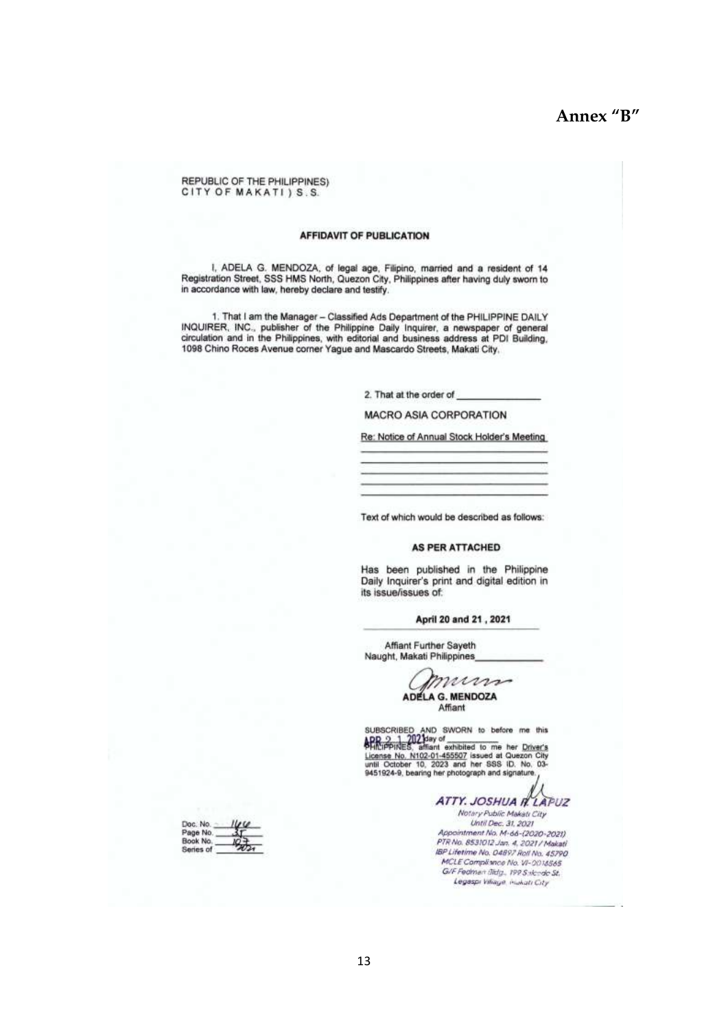**Annex "B"**

REPUBLIC OF THE PHILIPPINES)
CITY OF MAKATI ) S.S.

**AFFIDAVIT OF PUBLICATION**

I, ADELA G. MENDOZA, of legal age, Filipino, married and a resident of 14 Registration Street, SSS HMS North, Quezon City, Philippines after having duly sworn to in accordance with law, hereby declare and testify.

1. That I am the Manager – Classified Ads Department of the PHILIPPINE DAILY INQUIRER, INC., publisher of the Philippine Daily Inquirer, a newspaper of general circulation and in the Philippines, with editorial and business address at PDI Building, 1098 Chino Roces Avenue corner Yague and Mascardo Streets, Makati City.

2. That at the order of \_\_\_\_\_\_\_\_\_\_\_\_\_\_

MACRO ASIA CORPORATION

Re: Notice of Annual Stock Holder's Meeting

Text of which would be described as follows:

**AS PER ATTACHED**

Has been published in the Philippine Daily Inquirer's print and digital edition in its issue/issues of:

**April 20 and 21 , 2021**

Affiant Further Sayeth Naught, Makati Philippines\_\_\_\_\_\_\_\_\_\_\_\_

**ADELA G. MENDOZA**
Affiant

SUBSCRIBED AND SWORN to before me this APR 2 1 2021 day of \_\_\_\_\_\_\_\_ PHILIPPINES, affiant exhibited to me her Driver's License No. N102-01-455507 issued at Quezon City until October 10, 2023 and her SSS ID. No. 03-9451924-9, bearing her photograph and signature.

***ATTY. JOSHUA R. LAPUZ***
*Notary Public Makati City*
*Until Dec. 31, 2021*
*Appointment No. M-66-(2020-2021)*
*PTR No. 8531012 Jan. 4, 2021 / Makati*
*IBP Lifetime No. 04897 Roll No. 45790*
*MCLE Compliance No. VI-0018565*
*G/F Fedman Bldg., 199 Salcedo St.*
*Legaspi Village, Makati City*

Doc. No. 164
Page No. 35
Book No. 107
Series of 2021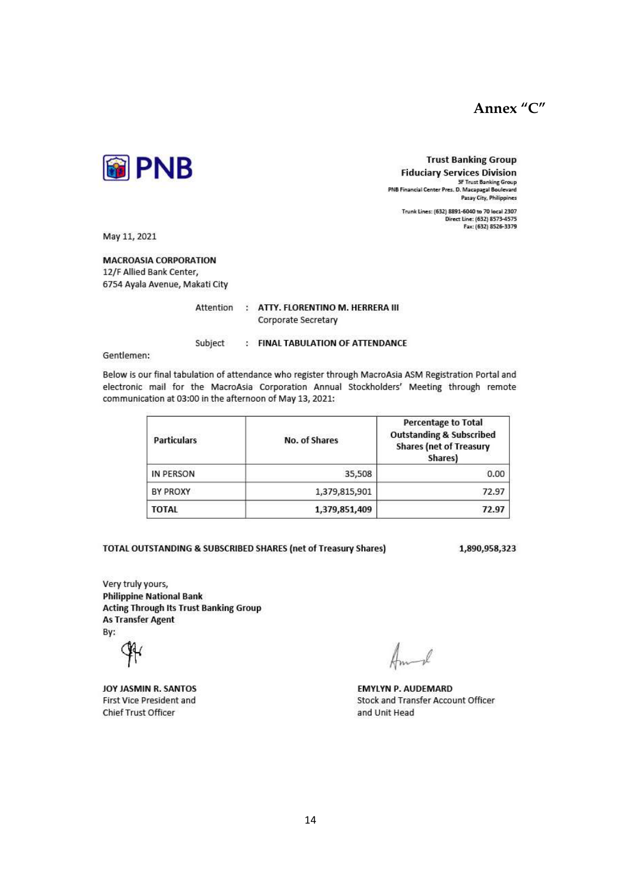**Annex "C"**

**PNB**

**Trust Banking Group**
**Fiduciary Services Division**
3F Trust Banking Group
PNB Financial Center Pres. D. Macapagal Boulevard
Pasay City, Philippines

Trunk Lines: (632) 8891-6040 to 70 local 2307
Direct Line: (632) 8573-4575
Fax: (632) 8526-3379

May 11, 2021

**MACROASIA CORPORATION**
12/F Allied Bank Center,
6754 Ayala Avenue, Makati City

Attention : **ATTY. FLORENTINO M. HERRERA III**
Corporate Secretary

Subject : **FINAL TABULATION OF ATTENDANCE**

Gentlemen:

Below is our final tabulation of attendance who register through MacroAsia ASM Registration Portal and electronic mail for the MacroAsia Corporation Annual Stockholders' Meeting through remote communication at 03:00 in the afternoon of May 13, 2021:

| Particulars | No. of Shares | Percentage to Total Outstanding & Subscribed Shares (net of Treasury Shares) |
|---|---:|---:|
| IN PERSON | 35,508 | 0.00 |
| BY PROXY | 1,379,815,901 | 72.97 |
| **TOTAL** | **1,379,851,409** | **72.97** |

**TOTAL OUTSTANDING & SUBSCRIBED SHARES (net of Treasury Shares)** **1,890,958,323**

Very truly yours,
**Philippine National Bank**
**Acting Through Its Trust Banking Group**
**As Transfer Agent**
By:

**JOY JASMIN R. SANTOS**
First Vice President and
Chief Trust Officer

**EMYLYN P. AUDEMARD**
Stock and Transfer Account Officer
and Unit Head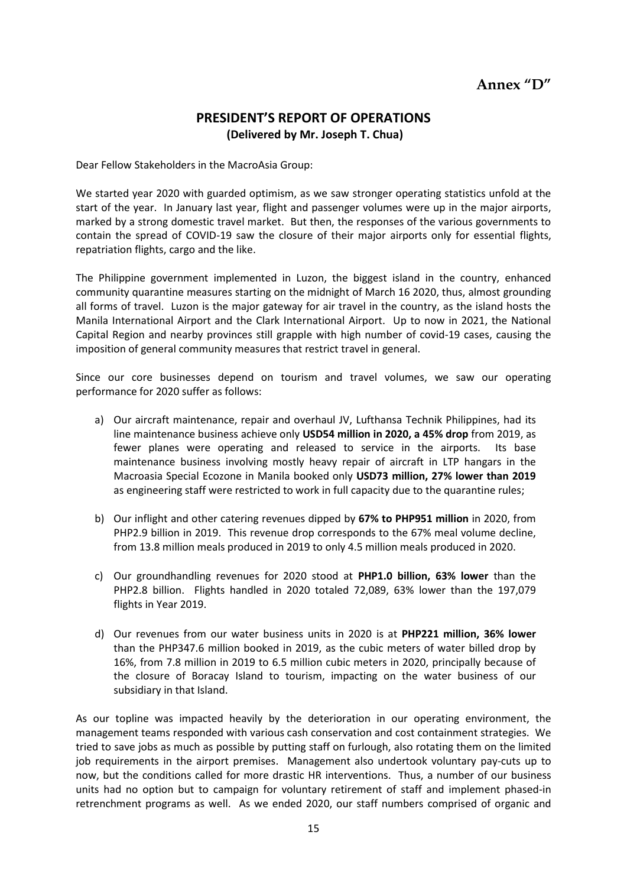**Annex "D"**

## PRESIDENT'S REPORT OF OPERATIONS

**(Delivered by Mr. Joseph T. Chua)**

Dear Fellow Stakeholders in the MacroAsia Group:

We started year 2020 with guarded optimism, as we saw stronger operating statistics unfold at the start of the year. In January last year, flight and passenger volumes were up in the major airports, marked by a strong domestic travel market. But then, the responses of the various governments to contain the spread of COVID-19 saw the closure of their major airports only for essential flights, repatriation flights, cargo and the like.

The Philippine government implemented in Luzon, the biggest island in the country, enhanced community quarantine measures starting on the midnight of March 16 2020, thus, almost grounding all forms of travel. Luzon is the major gateway for air travel in the country, as the island hosts the Manila International Airport and the Clark International Airport. Up to now in 2021, the National Capital Region and nearby provinces still grapple with high number of covid-19 cases, causing the imposition of general community measures that restrict travel in general.

Since our core businesses depend on tourism and travel volumes, we saw our operating performance for 2020 suffer as follows:

a) Our aircraft maintenance, repair and overhaul JV, Lufthansa Technik Philippines, had its line maintenance business achieve only **USD54 million in 2020, a 45% drop** from 2019, as fewer planes were operating and released to service in the airports. Its base maintenance business involving mostly heavy repair of aircraft in LTP hangars in the Macroasia Special Ecozone in Manila booked only **USD73 million, 27% lower than 2019** as engineering staff were restricted to work in full capacity due to the quarantine rules;

b) Our inflight and other catering revenues dipped by **67% to PHP951 million** in 2020, from PHP2.9 billion in 2019. This revenue drop corresponds to the 67% meal volume decline, from 13.8 million meals produced in 2019 to only 4.5 million meals produced in 2020.

c) Our groundhandling revenues for 2020 stood at **PHP1.0 billion, 63% lower** than the PHP2.8 billion. Flights handled in 2020 totaled 72,089, 63% lower than the 197,079 flights in Year 2019.

d) Our revenues from our water business units in 2020 is at **PHP221 million, 36% lower** than the PHP347.6 million booked in 2019, as the cubic meters of water billed drop by 16%, from 7.8 million in 2019 to 6.5 million cubic meters in 2020, principally because of the closure of Boracay Island to tourism, impacting on the water business of our subsidiary in that Island.

As our topline was impacted heavily by the deterioration in our operating environment, the management teams responded with various cash conservation and cost containment strategies. We tried to save jobs as much as possible by putting staff on furlough, also rotating them on the limited job requirements in the airport premises. Management also undertook voluntary pay-cuts up to now, but the conditions called for more drastic HR interventions. Thus, a number of our business units had no option but to campaign for voluntary retirement of staff and implement phased-in retrenchment programs as well. As we ended 2020, our staff numbers comprised of organic and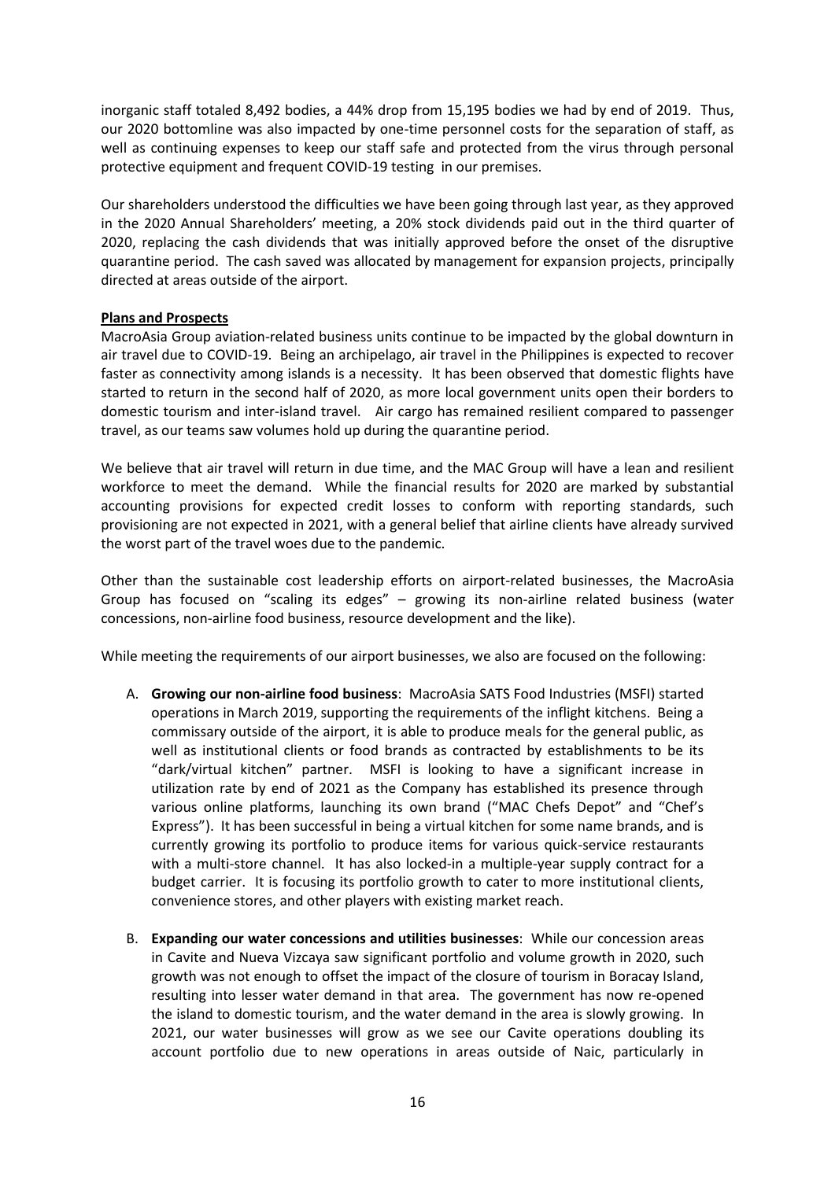inorganic staff totaled 8,492 bodies, a 44% drop from 15,195 bodies we had by end of 2019. Thus, our 2020 bottomline was also impacted by one-time personnel costs for the separation of staff, as well as continuing expenses to keep our staff safe and protected from the virus through personal protective equipment and frequent COVID-19 testing in our premises.

Our shareholders understood the difficulties we have been going through last year, as they approved in the 2020 Annual Shareholders' meeting, a 20% stock dividends paid out in the third quarter of 2020, replacing the cash dividends that was initially approved before the onset of the disruptive quarantine period. The cash saved was allocated by management for expansion projects, principally directed at areas outside of the airport.

**Plans and Prospects**

MacroAsia Group aviation-related business units continue to be impacted by the global downturn in air travel due to COVID-19. Being an archipelago, air travel in the Philippines is expected to recover faster as connectivity among islands is a necessity. It has been observed that domestic flights have started to return in the second half of 2020, as more local government units open their borders to domestic tourism and inter-island travel. Air cargo has remained resilient compared to passenger travel, as our teams saw volumes hold up during the quarantine period.

We believe that air travel will return in due time, and the MAC Group will have a lean and resilient workforce to meet the demand. While the financial results for 2020 are marked by substantial accounting provisions for expected credit losses to conform with reporting standards, such provisioning are not expected in 2021, with a general belief that airline clients have already survived the worst part of the travel woes due to the pandemic.

Other than the sustainable cost leadership efforts on airport-related businesses, the MacroAsia Group has focused on "scaling its edges" – growing its non-airline related business (water concessions, non-airline food business, resource development and the like).

While meeting the requirements of our airport businesses, we also are focused on the following:

A. **Growing our non-airline food business**: MacroAsia SATS Food Industries (MSFI) started operations in March 2019, supporting the requirements of the inflight kitchens. Being a commissary outside of the airport, it is able to produce meals for the general public, as well as institutional clients or food brands as contracted by establishments to be its "dark/virtual kitchen" partner. MSFI is looking to have a significant increase in utilization rate by end of 2021 as the Company has established its presence through various online platforms, launching its own brand ("MAC Chefs Depot" and "Chef's Express"). It has been successful in being a virtual kitchen for some name brands, and is currently growing its portfolio to produce items for various quick-service restaurants with a multi-store channel. It has also locked-in a multiple-year supply contract for a budget carrier. It is focusing its portfolio growth to cater to more institutional clients, convenience stores, and other players with existing market reach.

B. **Expanding our water concessions and utilities businesses**: While our concession areas in Cavite and Nueva Vizcaya saw significant portfolio and volume growth in 2020, such growth was not enough to offset the impact of the closure of tourism in Boracay Island, resulting into lesser water demand in that area. The government has now re-opened the island to domestic tourism, and the water demand in the area is slowly growing. In 2021, our water businesses will grow as we see our Cavite operations doubling its account portfolio due to new operations in areas outside of Naic, particularly in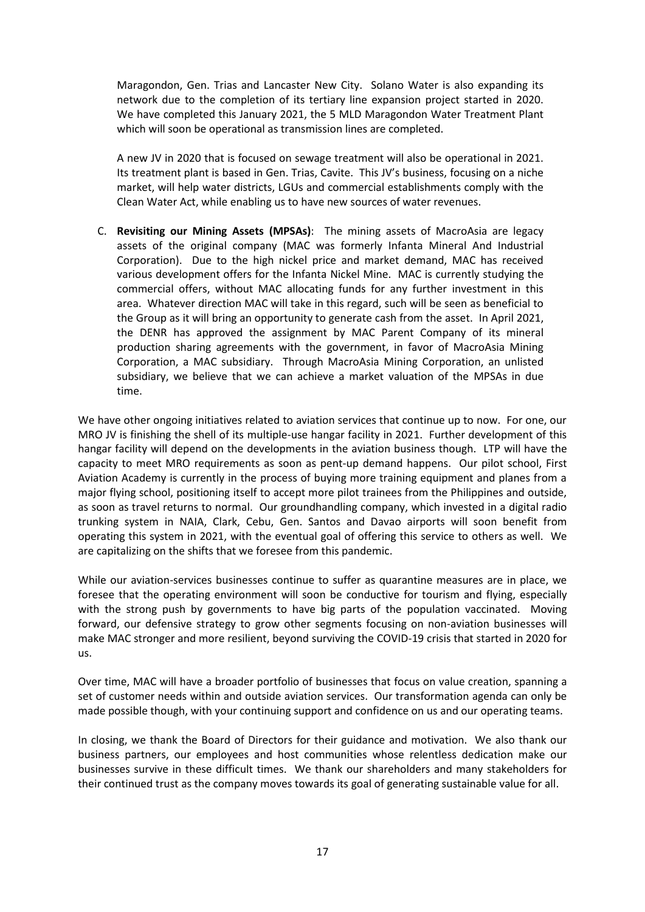Maragondon, Gen. Trias and Lancaster New City. Solano Water is also expanding its network due to the completion of its tertiary line expansion project started in 2020. We have completed this January 2021, the 5 MLD Maragondon Water Treatment Plant which will soon be operational as transmission lines are completed.

A new JV in 2020 that is focused on sewage treatment will also be operational in 2021. Its treatment plant is based in Gen. Trias, Cavite. This JV's business, focusing on a niche market, will help water districts, LGUs and commercial establishments comply with the Clean Water Act, while enabling us to have new sources of water revenues.

C. **Revisiting our Mining Assets (MPSAs)**: The mining assets of MacroAsia are legacy assets of the original company (MAC was formerly Infanta Mineral And Industrial Corporation). Due to the high nickel price and market demand, MAC has received various development offers for the Infanta Nickel Mine. MAC is currently studying the commercial offers, without MAC allocating funds for any further investment in this area. Whatever direction MAC will take in this regard, such will be seen as beneficial to the Group as it will bring an opportunity to generate cash from the asset. In April 2021, the DENR has approved the assignment by MAC Parent Company of its mineral production sharing agreements with the government, in favor of MacroAsia Mining Corporation, a MAC subsidiary. Through MacroAsia Mining Corporation, an unlisted subsidiary, we believe that we can achieve a market valuation of the MPSAs in due time.

We have other ongoing initiatives related to aviation services that continue up to now. For one, our MRO JV is finishing the shell of its multiple-use hangar facility in 2021. Further development of this hangar facility will depend on the developments in the aviation business though. LTP will have the capacity to meet MRO requirements as soon as pent-up demand happens. Our pilot school, First Aviation Academy is currently in the process of buying more training equipment and planes from a major flying school, positioning itself to accept more pilot trainees from the Philippines and outside, as soon as travel returns to normal. Our groundhandling company, which invested in a digital radio trunking system in NAIA, Clark, Cebu, Gen. Santos and Davao airports will soon benefit from operating this system in 2021, with the eventual goal of offering this service to others as well. We are capitalizing on the shifts that we foresee from this pandemic.

While our aviation-services businesses continue to suffer as quarantine measures are in place, we foresee that the operating environment will soon be conductive for tourism and flying, especially with the strong push by governments to have big parts of the population vaccinated. Moving forward, our defensive strategy to grow other segments focusing on non-aviation businesses will make MAC stronger and more resilient, beyond surviving the COVID-19 crisis that started in 2020 for us.

Over time, MAC will have a broader portfolio of businesses that focus on value creation, spanning a set of customer needs within and outside aviation services. Our transformation agenda can only be made possible though, with your continuing support and confidence on us and our operating teams.

In closing, we thank the Board of Directors for their guidance and motivation. We also thank our business partners, our employees and host communities whose relentless dedication make our businesses survive in these difficult times. We thank our shareholders and many stakeholders for their continued trust as the company moves towards its goal of generating sustainable value for all.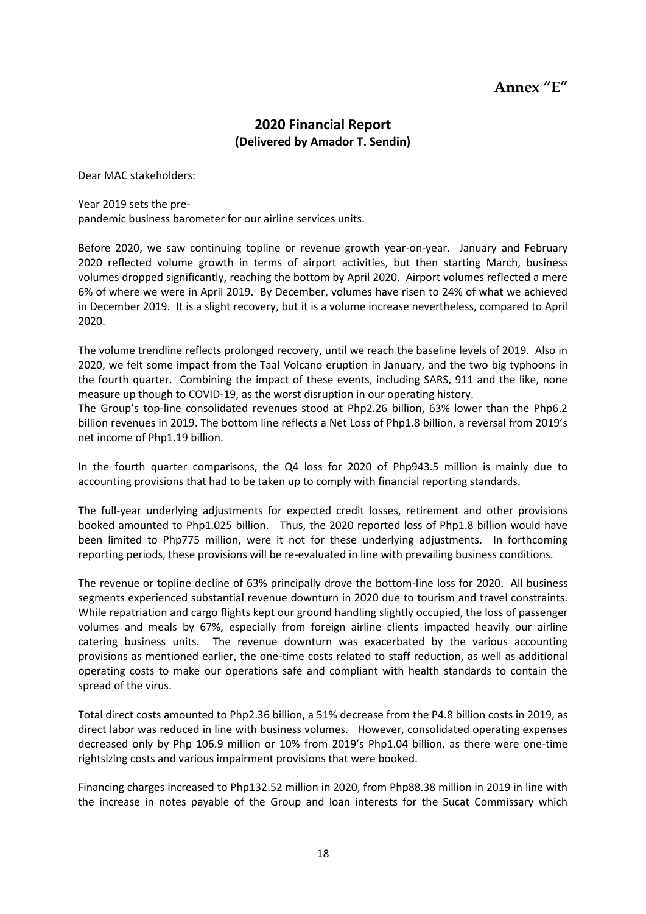# Annex "E"

## 2020 Financial Report
**(Delivered by Amador T. Sendin)**

Dear MAC stakeholders:

Year 2019 sets the pre-
pandemic business barometer for our airline services units.

Before 2020, we saw continuing topline or revenue growth year-on-year. January and February 2020 reflected volume growth in terms of airport activities, but then starting March, business volumes dropped significantly, reaching the bottom by April 2020. Airport volumes reflected a mere 6% of where we were in April 2019. By December, volumes have risen to 24% of what we achieved in December 2019. It is a slight recovery, but it is a volume increase nevertheless, compared to April 2020.

The volume trendline reflects prolonged recovery, until we reach the baseline levels of 2019. Also in 2020, we felt some impact from the Taal Volcano eruption in January, and the two big typhoons in the fourth quarter. Combining the impact of these events, including SARS, 911 and the like, none measure up though to COVID-19, as the worst disruption in our operating history.
The Group's top-line consolidated revenues stood at Php2.26 billion, 63% lower than the Php6.2 billion revenues in 2019. The bottom line reflects a Net Loss of Php1.8 billion, a reversal from 2019's net income of Php1.19 billion.

In the fourth quarter comparisons, the Q4 loss for 2020 of Php943.5 million is mainly due to accounting provisions that had to be taken up to comply with financial reporting standards.

The full-year underlying adjustments for expected credit losses, retirement and other provisions booked amounted to Php1.025 billion. Thus, the 2020 reported loss of Php1.8 billion would have been limited to Php775 million, were it not for these underlying adjustments. In forthcoming reporting periods, these provisions will be re-evaluated in line with prevailing business conditions.

The revenue or topline decline of 63% principally drove the bottom-line loss for 2020. All business segments experienced substantial revenue downturn in 2020 due to tourism and travel constraints. While repatriation and cargo flights kept our ground handling slightly occupied, the loss of passenger volumes and meals by 67%, especially from foreign airline clients impacted heavily our airline catering business units. The revenue downturn was exacerbated by the various accounting provisions as mentioned earlier, the one-time costs related to staff reduction, as well as additional operating costs to make our operations safe and compliant with health standards to contain the spread of the virus.

Total direct costs amounted to Php2.36 billion, a 51% decrease from the P4.8 billion costs in 2019, as direct labor was reduced in line with business volumes. However, consolidated operating expenses decreased only by Php 106.9 million or 10% from 2019's Php1.04 billion, as there were one-time rightsizing costs and various impairment provisions that were booked.

Financing charges increased to Php132.52 million in 2020, from Php88.38 million in 2019 in line with the increase in notes payable of the Group and loan interests for the Sucat Commissary which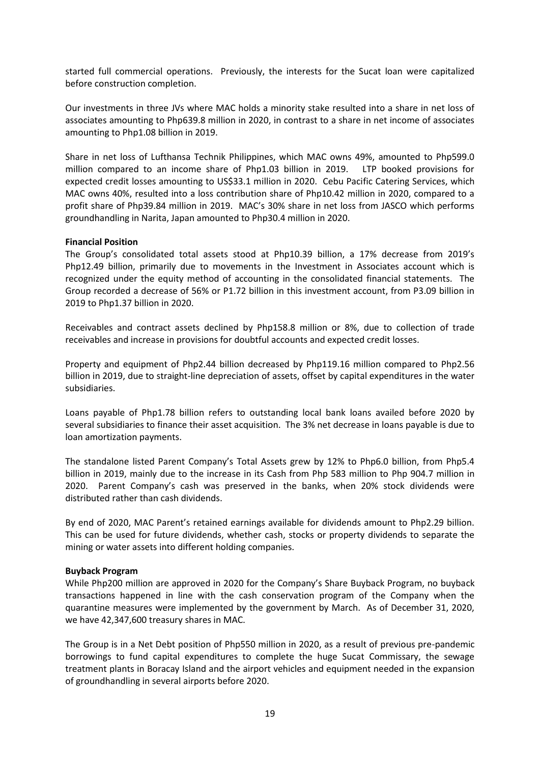started full commercial operations. Previously, the interests for the Sucat loan were capitalized before construction completion.

Our investments in three JVs where MAC holds a minority stake resulted into a share in net loss of associates amounting to Php639.8 million in 2020, in contrast to a share in net income of associates amounting to Php1.08 billion in 2019.

Share in net loss of Lufthansa Technik Philippines, which MAC owns 49%, amounted to Php599.0 million compared to an income share of Php1.03 billion in 2019. LTP booked provisions for expected credit losses amounting to US$33.1 million in 2020. Cebu Pacific Catering Services, which MAC owns 40%, resulted into a loss contribution share of Php10.42 million in 2020, compared to a profit share of Php39.84 million in 2019. MAC's 30% share in net loss from JASCO which performs groundhandling in Narita, Japan amounted to Php30.4 million in 2020.

**Financial Position**

The Group's consolidated total assets stood at Php10.39 billion, a 17% decrease from 2019's Php12.49 billion, primarily due to movements in the Investment in Associates account which is recognized under the equity method of accounting in the consolidated financial statements. The Group recorded a decrease of 56% or P1.72 billion in this investment account, from P3.09 billion in 2019 to Php1.37 billion in 2020.

Receivables and contract assets declined by Php158.8 million or 8%, due to collection of trade receivables and increase in provisions for doubtful accounts and expected credit losses.

Property and equipment of Php2.44 billion decreased by Php119.16 million compared to Php2.56 billion in 2019, due to straight-line depreciation of assets, offset by capital expenditures in the water subsidiaries.

Loans payable of Php1.78 billion refers to outstanding local bank loans availed before 2020 by several subsidiaries to finance their asset acquisition. The 3% net decrease in loans payable is due to loan amortization payments.

The standalone listed Parent Company's Total Assets grew by 12% to Php6.0 billion, from Php5.4 billion in 2019, mainly due to the increase in its Cash from Php 583 million to Php 904.7 million in 2020. Parent Company's cash was preserved in the banks, when 20% stock dividends were distributed rather than cash dividends.

By end of 2020, MAC Parent's retained earnings available for dividends amount to Php2.29 billion. This can be used for future dividends, whether cash, stocks or property dividends to separate the mining or water assets into different holding companies.

**Buyback Program**

While Php200 million are approved in 2020 for the Company's Share Buyback Program, no buyback transactions happened in line with the cash conservation program of the Company when the quarantine measures were implemented by the government by March. As of December 31, 2020, we have 42,347,600 treasury shares in MAC.

The Group is in a Net Debt position of Php550 million in 2020, as a result of previous pre-pandemic borrowings to fund capital expenditures to complete the huge Sucat Commissary, the sewage treatment plants in Boracay Island and the airport vehicles and equipment needed in the expansion of groundhandling in several airports before 2020.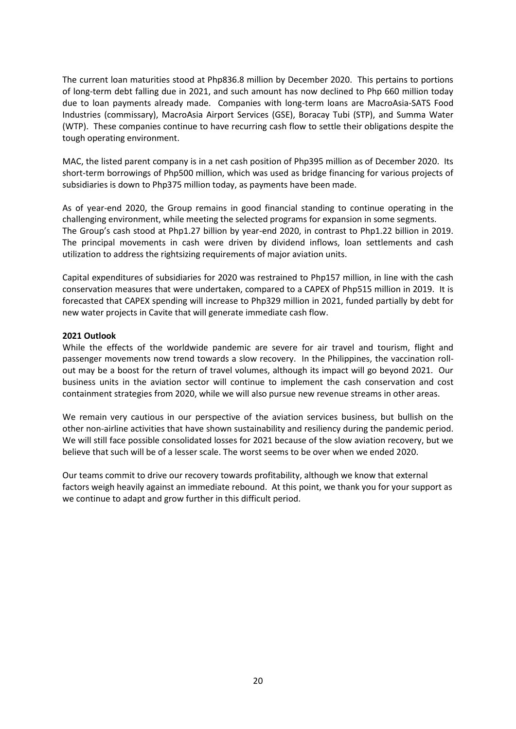The current loan maturities stood at Php836.8 million by December 2020. This pertains to portions of long-term debt falling due in 2021, and such amount has now declined to Php 660 million today due to loan payments already made. Companies with long-term loans are MacroAsia-SATS Food Industries (commissary), MacroAsia Airport Services (GSE), Boracay Tubi (STP), and Summa Water (WTP). These companies continue to have recurring cash flow to settle their obligations despite the tough operating environment.

MAC, the listed parent company is in a net cash position of Php395 million as of December 2020. Its short-term borrowings of Php500 million, which was used as bridge financing for various projects of subsidiaries is down to Php375 million today, as payments have been made.

As of year-end 2020, the Group remains in good financial standing to continue operating in the challenging environment, while meeting the selected programs for expansion in some segments. The Group's cash stood at Php1.27 billion by year-end 2020, in contrast to Php1.22 billion in 2019. The principal movements in cash were driven by dividend inflows, loan settlements and cash utilization to address the rightsizing requirements of major aviation units.

Capital expenditures of subsidiaries for 2020 was restrained to Php157 million, in line with the cash conservation measures that were undertaken, compared to a CAPEX of Php515 million in 2019. It is forecasted that CAPEX spending will increase to Php329 million in 2021, funded partially by debt for new water projects in Cavite that will generate immediate cash flow.

**2021 Outlook**

While the effects of the worldwide pandemic are severe for air travel and tourism, flight and passenger movements now trend towards a slow recovery. In the Philippines, the vaccination roll-out may be a boost for the return of travel volumes, although its impact will go beyond 2021. Our business units in the aviation sector will continue to implement the cash conservation and cost containment strategies from 2020, while we will also pursue new revenue streams in other areas.

We remain very cautious in our perspective of the aviation services business, but bullish on the other non-airline activities that have shown sustainability and resiliency during the pandemic period. We will still face possible consolidated losses for 2021 because of the slow aviation recovery, but we believe that such will be of a lesser scale. The worst seems to be over when we ended 2020.

Our teams commit to drive our recovery towards profitability, although we know that external factors weigh heavily against an immediate rebound. At this point, we thank you for your support as we continue to adapt and grow further in this difficult period.